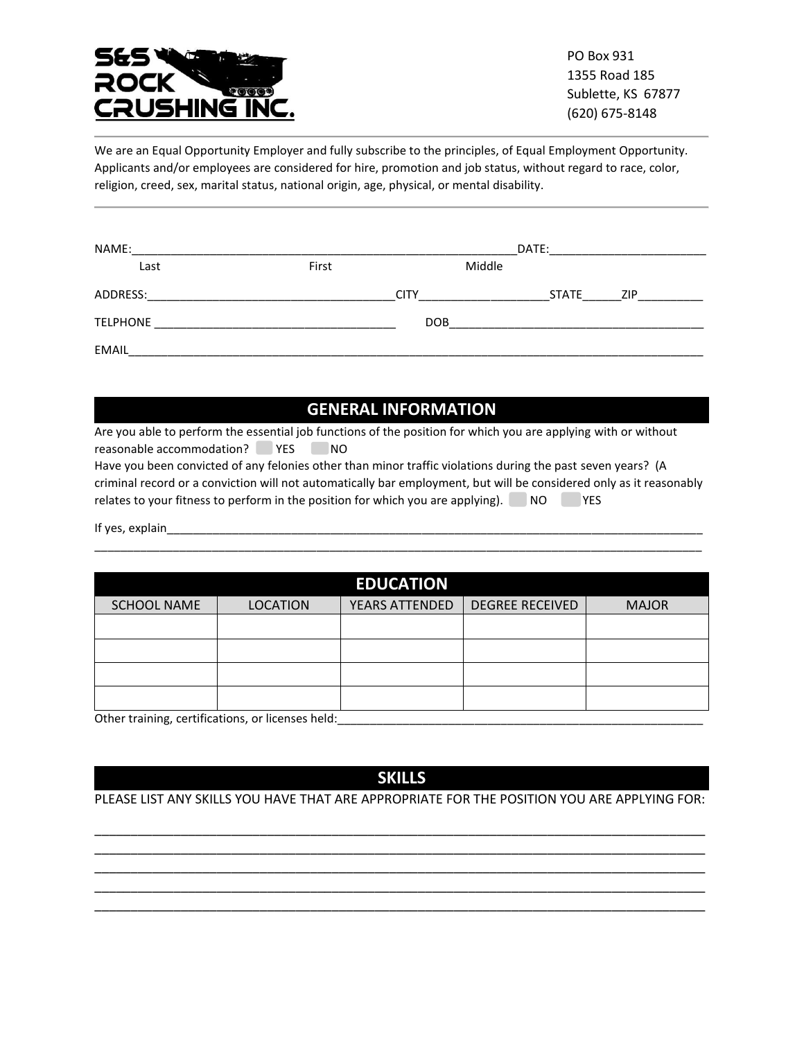**S&S ROCK CRUSHING INC.**

PO Box 931
1355 Road 185
Sublette, KS 67877
(620) 675-8148

---

We are an Equal Opportunity Employer and fully subscribe to the principles, of Equal Employment Opportunity. Applicants and/or employees are considered for hire, promotion and job status, without regard to race, color, religion, creed, sex, marital status, national origin, age, physical, or mental disability.

---

NAME:_____________________________________________________________DATE:________________________
Last First Middle

ADDRESS:_______________________________________CITY____________________STATE______ZIP__________

TELPHONE _____________________________________ DOB_________________________________________

EMAIL__________________________________________________________________________________________

## GENERAL INFORMATION

Are you able to perform the essential job functions of the position for which you are applying with or without reasonable accommodation? ☐ YES ☐ NO

Have you been convicted of any felonies other than minor traffic violations during the past seven years? (A criminal record or a conviction will not automatically bar employment, but will be considered only as it reasonably relates to your fitness to perform in the position for which you are applying). ☐ NO ☐ YES

If yes, explain______________________________________________________________________________________
_____________________________________________________________________________________________________

## EDUCATION

| SCHOOL NAME | LOCATION | YEARS ATTENDED | DEGREE RECEIVED | MAJOR |
|---|---|---|---|---|
| | | | | |
| | | | | |
| | | | | |
| | | | | |

Other training, certifications, or licenses held:___________________________________________________________

## SKILLS

PLEASE LIST ANY SKILLS YOU HAVE THAT ARE APPROPRIATE FOR THE POSITION YOU ARE APPLYING FOR:

_____________________________________________________________________________________________________
_____________________________________________________________________________________________________
_____________________________________________________________________________________________________
_____________________________________________________________________________________________________
_____________________________________________________________________________________________________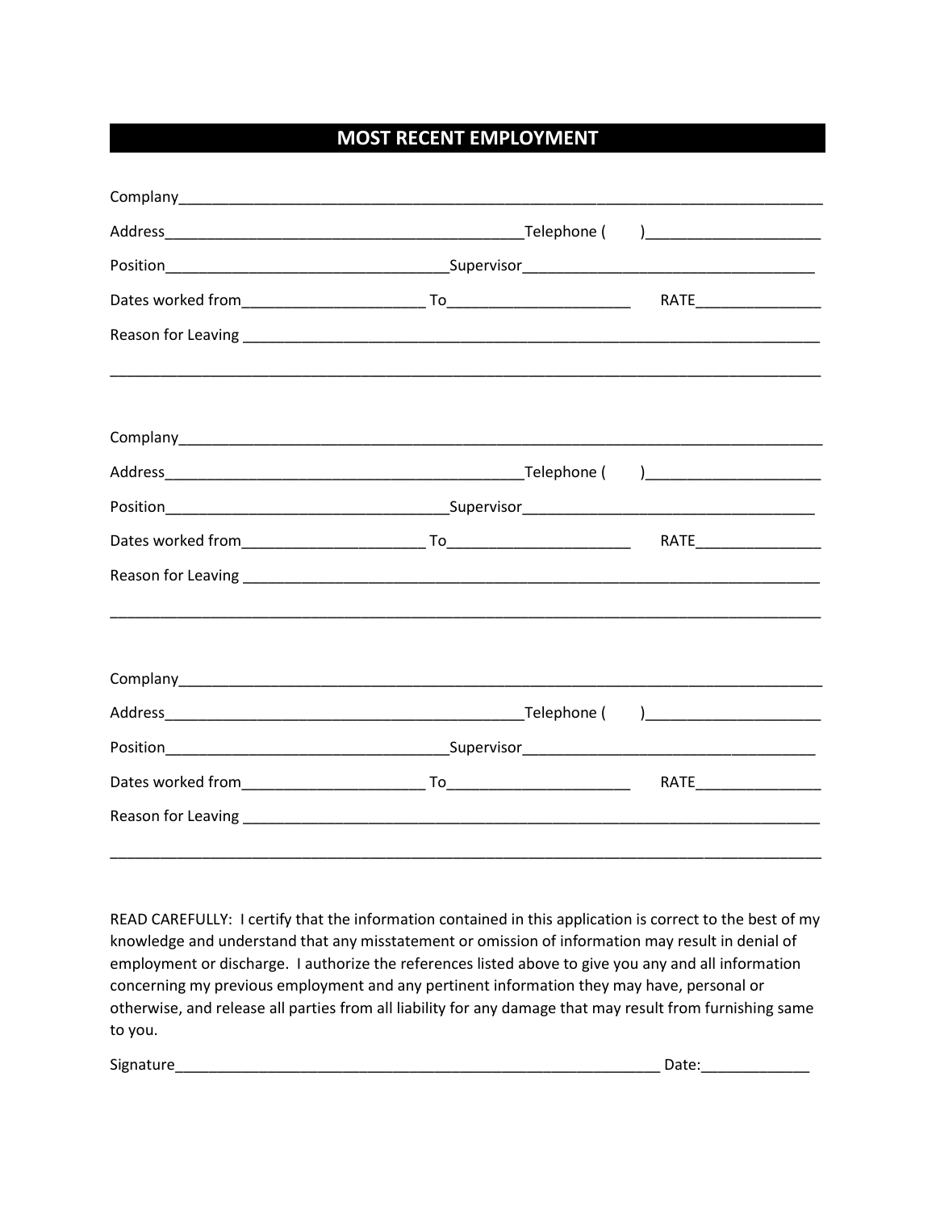## MOST RECENT EMPLOYMENT

Complany_______________________________________________________________________________

Address____________________________________________Telephone (      )_____________________

Position__________________________________Supervisor___________________________________

Dates worked from______________________ To______________________ RATE_______________

Reason for Leaving _________________________________________________________________

_______________________________________________________________________________

Complany_______________________________________________________________________________

Address____________________________________________Telephone (      )_____________________

Position__________________________________Supervisor___________________________________

Dates worked from______________________ To______________________ RATE_______________

Reason for Leaving _________________________________________________________________

_______________________________________________________________________________

Complany_______________________________________________________________________________

Address____________________________________________Telephone (      )_____________________

Position__________________________________Supervisor___________________________________

Dates worked from______________________ To______________________ RATE_______________

Reason for Leaving _________________________________________________________________

_______________________________________________________________________________

READ CAREFULLY: I certify that the information contained in this application is correct to the best of my knowledge and understand that any misstatement or omission of information may result in denial of employment or discharge. I authorize the references listed above to give you any and all information concerning my previous employment and any pertinent information they may have, personal or otherwise, and release all parties from all liability for any damage that may result from furnishing same to you.

Signature___________________________________________________________ Date:_____________